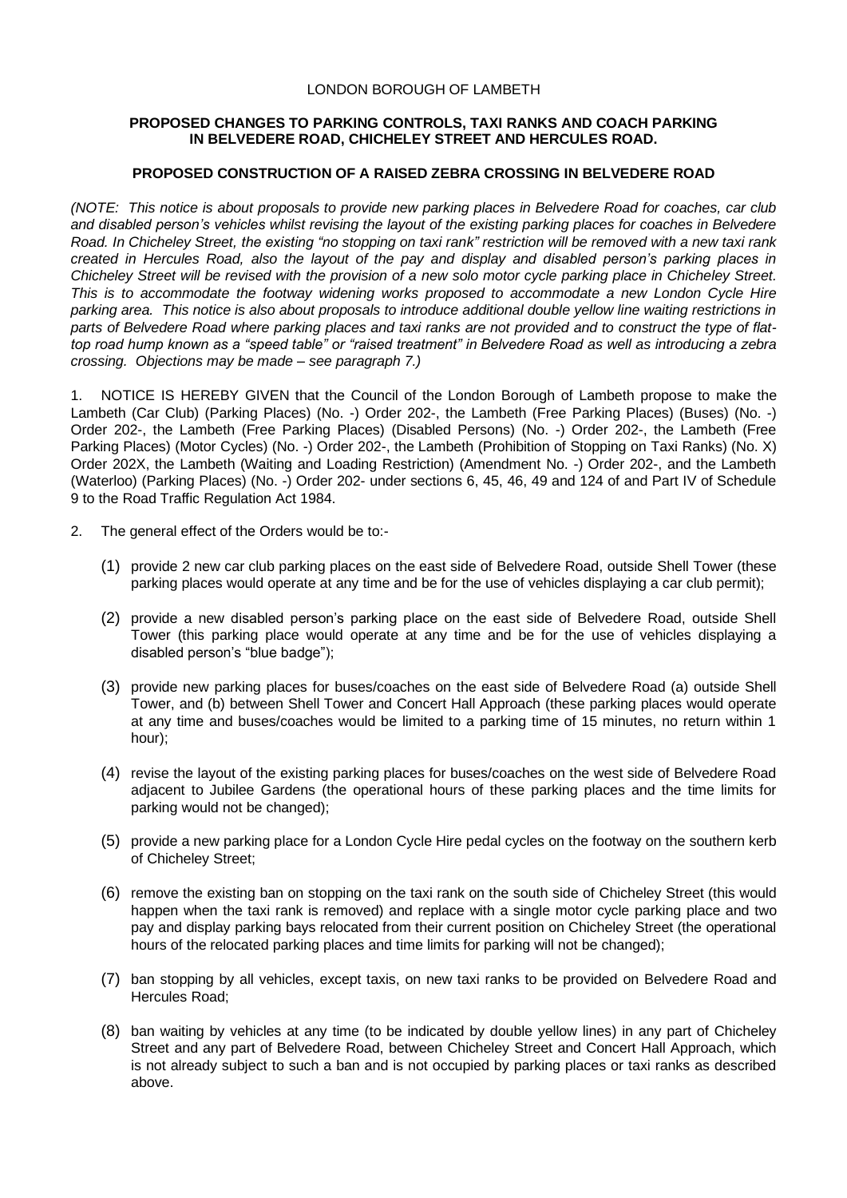LONDON BOROUGH OF LAMBETH

**PROPOSED CHANGES TO PARKING CONTROLS, TAXI RANKS AND COACH PARKING IN BELVEDERE ROAD, CHICHELEY STREET AND HERCULES ROAD.**

**PROPOSED CONSTRUCTION OF A RAISED ZEBRA CROSSING IN BELVEDERE ROAD**

*(NOTE: This notice is about proposals to provide new parking places in Belvedere Road for coaches, car club and disabled person's vehicles whilst revising the layout of the existing parking places for coaches in Belvedere Road. In Chicheley Street, the existing "no stopping on taxi rank" restriction will be removed with a new taxi rank created in Hercules Road, also the layout of the pay and display and disabled person's parking places in Chicheley Street will be revised with the provision of a new solo motor cycle parking place in Chicheley Street. This is to accommodate the footway widening works proposed to accommodate a new London Cycle Hire parking area. This notice is also about proposals to introduce additional double yellow line waiting restrictions in parts of Belvedere Road where parking places and taxi ranks are not provided and to construct the type of flat-top road hump known as a "speed table" or "raised treatment" in Belvedere Road as well as introducing a zebra crossing. Objections may be made – see paragraph 7.)*

1. NOTICE IS HEREBY GIVEN that the Council of the London Borough of Lambeth propose to make the Lambeth (Car Club) (Parking Places) (No. -) Order 202-, the Lambeth (Free Parking Places) (Buses) (No. -) Order 202-, the Lambeth (Free Parking Places) (Disabled Persons) (No. -) Order 202-, the Lambeth (Free Parking Places) (Motor Cycles) (No. -) Order 202-, the Lambeth (Prohibition of Stopping on Taxi Ranks) (No. X) Order 202X, the Lambeth (Waiting and Loading Restriction) (Amendment No. -) Order 202-, and the Lambeth (Waterloo) (Parking Places) (No. -) Order 202- under sections 6, 45, 46, 49 and 124 of and Part IV of Schedule 9 to the Road Traffic Regulation Act 1984.

2. The general effect of the Orders would be to:-

(1) provide 2 new car club parking places on the east side of Belvedere Road, outside Shell Tower (these parking places would operate at any time and be for the use of vehicles displaying a car club permit);

(2) provide a new disabled person's parking place on the east side of Belvedere Road, outside Shell Tower (this parking place would operate at any time and be for the use of vehicles displaying a disabled person's "blue badge");

(3) provide new parking places for buses/coaches on the east side of Belvedere Road (a) outside Shell Tower, and (b) between Shell Tower and Concert Hall Approach (these parking places would operate at any time and buses/coaches would be limited to a parking time of 15 minutes, no return within 1 hour);

(4) revise the layout of the existing parking places for buses/coaches on the west side of Belvedere Road adjacent to Jubilee Gardens (the operational hours of these parking places and the time limits for parking would not be changed);

(5) provide a new parking place for a London Cycle Hire pedal cycles on the footway on the southern kerb of Chicheley Street;

(6) remove the existing ban on stopping on the taxi rank on the south side of Chicheley Street (this would happen when the taxi rank is removed) and replace with a single motor cycle parking place and two pay and display parking bays relocated from their current position on Chicheley Street (the operational hours of the relocated parking places and time limits for parking will not be changed);

(7) ban stopping by all vehicles, except taxis, on new taxi ranks to be provided on Belvedere Road and Hercules Road;

(8) ban waiting by vehicles at any time (to be indicated by double yellow lines) in any part of Chicheley Street and any part of Belvedere Road, between Chicheley Street and Concert Hall Approach, which is not already subject to such a ban and is not occupied by parking places or taxi ranks as described above.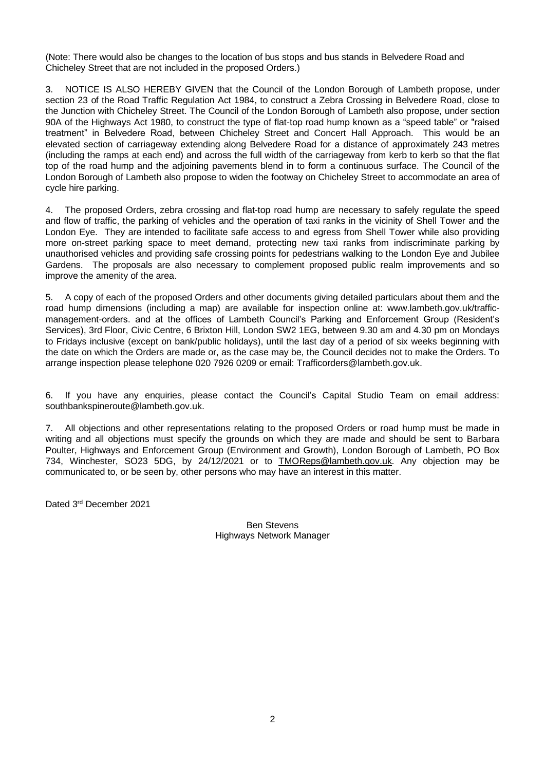(Note: There would also be changes to the location of bus stops and bus stands in Belvedere Road and Chicheley Street that are not included in the proposed Orders.)

3. NOTICE IS ALSO HEREBY GIVEN that the Council of the London Borough of Lambeth propose, under section 23 of the Road Traffic Regulation Act 1984, to construct a Zebra Crossing in Belvedere Road, close to the Junction with Chicheley Street. The Council of the London Borough of Lambeth also propose, under section 90A of the Highways Act 1980, to construct the type of flat-top road hump known as a "speed table" or "raised treatment" in Belvedere Road, between Chicheley Street and Concert Hall Approach. This would be an elevated section of carriageway extending along Belvedere Road for a distance of approximately 243 metres (including the ramps at each end) and across the full width of the carriageway from kerb to kerb so that the flat top of the road hump and the adjoining pavements blend in to form a continuous surface. The Council of the London Borough of Lambeth also propose to widen the footway on Chicheley Street to accommodate an area of cycle hire parking.

4. The proposed Orders, zebra crossing and flat-top road hump are necessary to safely regulate the speed and flow of traffic, the parking of vehicles and the operation of taxi ranks in the vicinity of Shell Tower and the London Eye. They are intended to facilitate safe access to and egress from Shell Tower while also providing more on-street parking space to meet demand, protecting new taxi ranks from indiscriminate parking by unauthorised vehicles and providing safe crossing points for pedestrians walking to the London Eye and Jubilee Gardens. The proposals are also necessary to complement proposed public realm improvements and so improve the amenity of the area.

5. A copy of each of the proposed Orders and other documents giving detailed particulars about them and the road hump dimensions (including a map) are available for inspection online at: www.lambeth.gov.uk/traffic-management-orders. and at the offices of Lambeth Council's Parking and Enforcement Group (Resident's Services), 3rd Floor, Civic Centre, 6 Brixton Hill, London SW2 1EG, between 9.30 am and 4.30 pm on Mondays to Fridays inclusive (except on bank/public holidays), until the last day of a period of six weeks beginning with the date on which the Orders are made or, as the case may be, the Council decides not to make the Orders. To arrange inspection please telephone 020 7926 0209 or email: Trafficorders@lambeth.gov.uk.

6. If you have any enquiries, please contact the Council's Capital Studio Team on email address: southbankspineroute@lambeth.gov.uk.

7. All objections and other representations relating to the proposed Orders or road hump must be made in writing and all objections must specify the grounds on which they are made and should be sent to Barbara Poulter, Highways and Enforcement Group (Environment and Growth), London Borough of Lambeth, PO Box 734, Winchester, SO23 5DG, by 24/12/2021 or to TMOReps@lambeth.gov.uk. Any objection may be communicated to, or be seen by, other persons who may have an interest in this matter.

Dated 3rd December 2021

Ben Stevens
Highways Network Manager